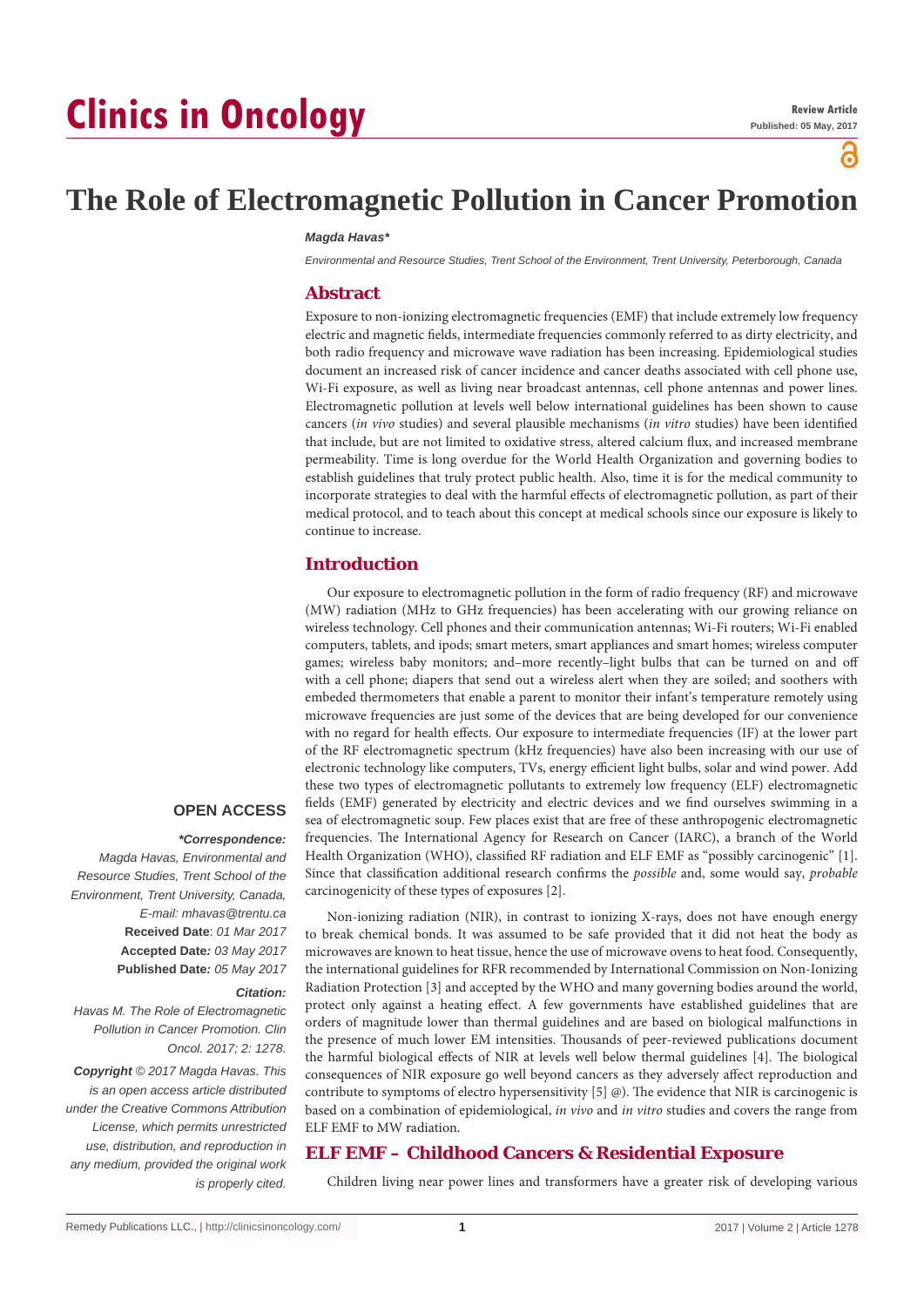Review Article

Published: 05 May, 2017

# The Role of Electromagnetic Pollution in Cancer Promotion

***Magda Havas****

*Environmental and Resource Studies, Trent School of the Environment, Trent University, Peterborough, Canada*

## Abstract

Exposure to non-ionizing electromagnetic frequencies (EMF) that include extremely low frequency electric and magnetic fields, intermediate frequencies commonly referred to as dirty electricity, and both radio frequency and microwave wave radiation has been increasing. Epidemiological studies document an increased risk of cancer incidence and cancer deaths associated with cell phone use, Wi-Fi exposure, as well as living near broadcast antennas, cell phone antennas and power lines. Electromagnetic pollution at levels well below international guidelines has been shown to cause cancers (*in vivo* studies) and several plausible mechanisms (*in vitro* studies) have been identified that include, but are not limited to oxidative stress, altered calcium flux, and increased membrane permeability. Time is long overdue for the World Health Organization and governing bodies to establish guidelines that truly protect public health. Also, time it is for the medical community to incorporate strategies to deal with the harmful effects of electromagnetic pollution, as part of their medical protocol, and to teach about this concept at medical schools since our exposure is likely to continue to increase.

## Introduction

Our exposure to electromagnetic pollution in the form of radio frequency (RF) and microwave (MW) radiation (MHz to GHz frequencies) has been accelerating with our growing reliance on wireless technology. Cell phones and their communication antennas; Wi-Fi routers; Wi-Fi enabled computers, tablets, and ipods; smart meters, smart appliances and smart homes; wireless computer games; wireless baby monitors; and–more recently–light bulbs that can be turned on and off with a cell phone; diapers that send out a wireless alert when they are soiled; and soothers with embeded thermometers that enable a parent to monitor their infant's temperature remotely using microwave frequencies are just some of the devices that are being developed for our convenience with no regard for health effects. Our exposure to intermediate frequencies (IF) at the lower part of the RF electromagnetic spectrum (kHz frequencies) have also been increasing with our use of electronic technology like computers, TVs, energy efficient light bulbs, solar and wind power. Add these two types of electromagnetic pollutants to extremely low frequency (ELF) electromagnetic fields (EMF) generated by electricity and electric devices and we find ourselves swimming in a sea of electromagnetic soup. Few places exist that are free of these anthropogenic electromagnetic frequencies. The International Agency for Research on Cancer (IARC), a branch of the World Health Organization (WHO), classified RF radiation and ELF EMF as "possibly carcinogenic" [1]. Since that classification additional research confirms the *possible* and, some would say, *probable* carcinogenicity of these types of exposures [2].

Non-ionizing radiation (NIR), in contrast to ionizing X-rays, does not have enough energy to break chemical bonds. It was assumed to be safe provided that it did not heat the body as microwaves are known to heat tissue, hence the use of microwave ovens to heat food. Consequently, the international guidelines for RFR recommended by International Commission on Non-Ionizing Radiation Protection [3] and accepted by the WHO and many governing bodies around the world, protect only against a heating effect. A few governments have established guidelines that are orders of magnitude lower than thermal guidelines and are based on biological malfunctions in the presence of much lower EM intensities. Thousands of peer-reviewed publications document the harmful biological effects of NIR at levels well below thermal guidelines [4]. The biological consequences of NIR exposure go well beyond cancers as they adversely affect reproduction and contribute to symptoms of electro hypersensitivity [5] @). The evidence that NIR is carcinogenic is based on a combination of epidemiological, *in vivo* and *in vitro* studies and covers the range from ELF EMF to MW radiation.

## ELF EMF – Childhood Cancers & Residential Exposure

Children living near power lines and transformers have a greater risk of developing various

**OPEN ACCESS**

***Correspondence:***

*Magda Havas, Environmental and Resource Studies, Trent School of the Environment, Trent University, Canada, E-mail: mhavas@trentu.ca*

**Received Date**: *01 Mar 2017*

**Accepted Date***: 03 May 2017*

**Published Date***: 05 May 2017*

***Citation:***

*Havas M. The Role of Electromagnetic Pollution in Cancer Promotion. Clin Oncol. 2017; 2: 1278.*

***Copyright** © 2017 Magda Havas. This is an open access article distributed under the Creative Commons Attribution License, which permits unrestricted use, distribution, and reproduction in any medium, provided the original work is properly cited.*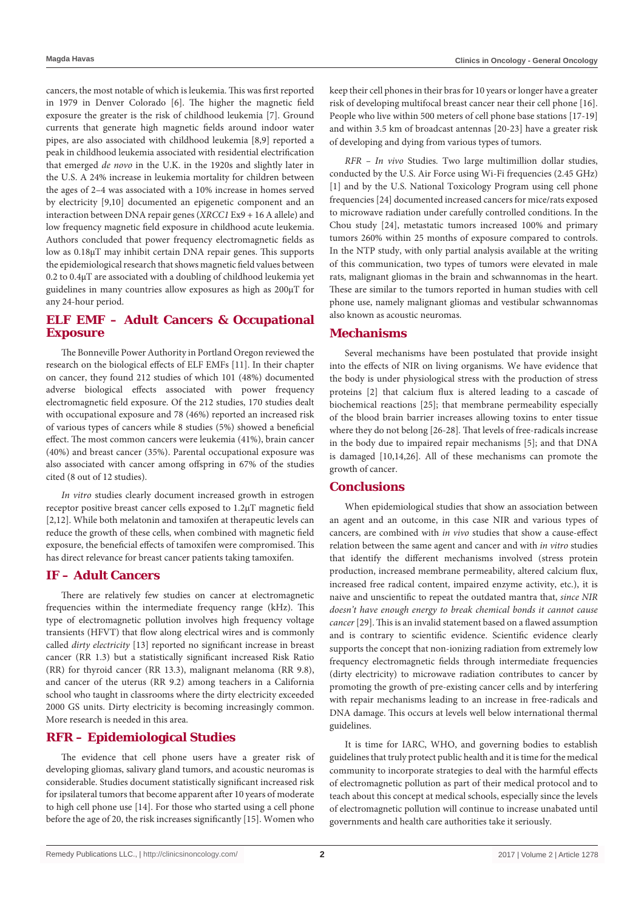cancers, the most notable of which is leukemia. This was first reported in 1979 in Denver Colorado [6]. The higher the magnetic field exposure the greater is the risk of childhood leukemia [7]. Ground currents that generate high magnetic fields around indoor water pipes, are also associated with childhood leukemia [8,9] reported a peak in childhood leukemia associated with residential electrification that emerged *de novo* in the U.K. in the 1920s and slightly later in the U.S. A 24% increase in leukemia mortality for children between the ages of 2–4 was associated with a 10% increase in homes served by electricity [9,10] documented an epigenetic component and an interaction between DNA repair genes (*XRCC1* Ex9 + 16 A allele) and low frequency magnetic field exposure in childhood acute leukemia. Authors concluded that power frequency electromagnetic fields as low as 0.18μT may inhibit certain DNA repair genes. This supports the epidemiological research that shows magnetic field values between 0.2 to 0.4μT are associated with a doubling of childhood leukemia yet guidelines in many countries allow exposures as high as 200μT for any 24-hour period.

## ELF EMF – Adult Cancers & Occupational Exposure

The Bonneville Power Authority in Portland Oregon reviewed the research on the biological effects of ELF EMFs [11]. In their chapter on cancer, they found 212 studies of which 101 (48%) documented adverse biological effects associated with power frequency electromagnetic field exposure. Of the 212 studies, 170 studies dealt with occupational exposure and 78 (46%) reported an increased risk of various types of cancers while 8 studies (5%) showed a beneficial effect. The most common cancers were leukemia (41%), brain cancer (40%) and breast cancer (35%). Parental occupational exposure was also associated with cancer among offspring in 67% of the studies cited (8 out of 12 studies).

*In vitro* studies clearly document increased growth in estrogen receptor positive breast cancer cells exposed to 1.2μT magnetic field [2,12]. While both melatonin and tamoxifen at therapeutic levels can reduce the growth of these cells, when combined with magnetic field exposure, the beneficial effects of tamoxifen were compromised. This has direct relevance for breast cancer patients taking tamoxifen.

## IF – Adult Cancers

There are relatively few studies on cancer at electromagnetic frequencies within the intermediate frequency range (kHz). This type of electromagnetic pollution involves high frequency voltage transients (HFVT) that flow along electrical wires and is commonly called *dirty electricity* [13] reported no significant increase in breast cancer (RR 1.3) but a statistically significant increased Risk Ratio (RR) for thyroid cancer (RR 13.3), malignant melanoma (RR 9.8), and cancer of the uterus (RR 9.2) among teachers in a California school who taught in classrooms where the dirty electricity exceeded 2000 GS units. Dirty electricity is becoming increasingly common. More research is needed in this area.

## RFR – Epidemiological Studies

The evidence that cell phone users have a greater risk of developing gliomas, salivary gland tumors, and acoustic neuromas is considerable. Studies document statistically significant increased risk for ipsilateral tumors that become apparent after 10 years of moderate to high cell phone use [14]. For those who started using a cell phone before the age of 20, the risk increases significantly [15]. Women who keep their cell phones in their bras for 10 years or longer have a greater risk of developing multifocal breast cancer near their cell phone [16]. People who live within 500 meters of cell phone base stations [17-19] and within 3.5 km of broadcast antennas [20-23] have a greater risk of developing and dying from various types of tumors.

*RFR – In vivo* Studies. Two large multimillion dollar studies, conducted by the U.S. Air Force using Wi-Fi frequencies (2.45 GHz) [1] and by the U.S. National Toxicology Program using cell phone frequencies [24] documented increased cancers for mice/rats exposed to microwave radiation under carefully controlled conditions. In the Chou study [24], metastatic tumors increased 100% and primary tumors 260% within 25 months of exposure compared to controls. In the NTP study, with only partial analysis available at the writing of this communication, two types of tumors were elevated in male rats, malignant gliomas in the brain and schwannomas in the heart. These are similar to the tumors reported in human studies with cell phone use, namely malignant gliomas and vestibular schwannomas also known as acoustic neuromas.

## Mechanisms

Several mechanisms have been postulated that provide insight into the effects of NIR on living organisms. We have evidence that the body is under physiological stress with the production of stress proteins [2] that calcium flux is altered leading to a cascade of biochemical reactions [25]; that membrane permeability especially of the blood brain barrier increases allowing toxins to enter tissue where they do not belong [26-28]. That levels of free-radicals increase in the body due to impaired repair mechanisms [5]; and that DNA is damaged [10,14,26]. All of these mechanisms can promote the growth of cancer.

## Conclusions

When epidemiological studies that show an association between an agent and an outcome, in this case NIR and various types of cancers, are combined with *in vivo* studies that show a cause-effect relation between the same agent and cancer and with *in vitro* studies that identify the different mechanisms involved (stress protein production, increased membrane permeability, altered calcium flux, increased free radical content, impaired enzyme activity, etc.), it is naive and unscientific to repeat the outdated mantra that, *since NIR doesn't have enough energy to break chemical bonds it cannot cause cancer* [29]. This is an invalid statement based on a flawed assumption and is contrary to scientific evidence. Scientific evidence clearly supports the concept that non-ionizing radiation from extremely low frequency electromagnetic fields through intermediate frequencies (dirty electricity) to microwave radiation contributes to cancer by promoting the growth of pre-existing cancer cells and by interfering with repair mechanisms leading to an increase in free-radicals and DNA damage. This occurs at levels well below international thermal guidelines.

It is time for IARC, WHO, and governing bodies to establish guidelines that truly protect public health and it is time for the medical community to incorporate strategies to deal with the harmful effects of electromagnetic pollution as part of their medical protocol and to teach about this concept at medical schools, especially since the levels of electromagnetic pollution will continue to increase unabated until governments and health care authorities take it seriously.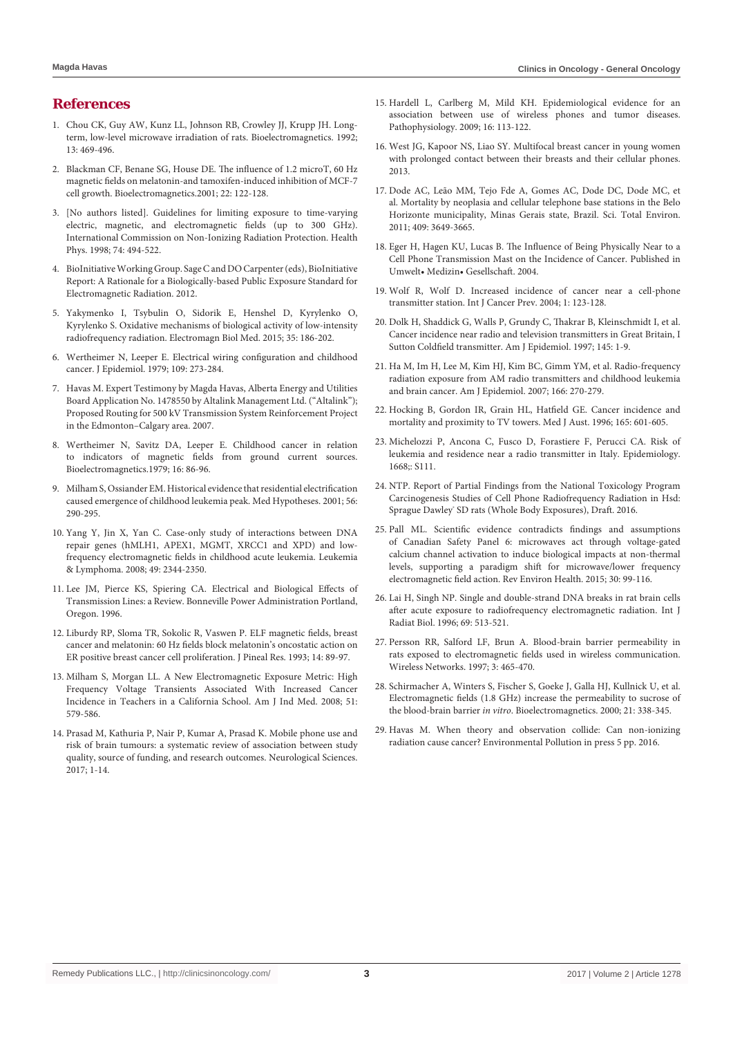## References

1. Chou CK, Guy AW, Kunz LL, Johnson RB, Crowley JJ, Krupp JH. Long-term, low-level microwave irradiation of rats. Bioelectromagnetics. 1992; 13: 469-496.
2. Blackman CF, Benane SG, House DE. The influence of 1.2 microT, 60 Hz magnetic fields on melatonin-and tamoxifen-induced inhibition of MCF-7 cell growth. Bioelectromagnetics.2001; 22: 122-128.
3. [No authors listed]. Guidelines for limiting exposure to time-varying electric, magnetic, and electromagnetic fields (up to 300 GHz). International Commission on Non-Ionizing Radiation Protection. Health Phys. 1998; 74: 494-522.
4. BioInitiative Working Group. Sage C and DO Carpenter (eds), BioInitiative Report: A Rationale for a Biologically-based Public Exposure Standard for Electromagnetic Radiation. 2012.
5. Yakymenko I, Tsybulin O, Sidorik E, Henshel D, Kyrylenko O, Kyrylenko S. Oxidative mechanisms of biological activity of low-intensity radiofrequency radiation. Electromagn Biol Med. 2015; 35: 186-202.
6. Wertheimer N, Leeper E. Electrical wiring configuration and childhood cancer. J Epidemiol. 1979; 109: 273-284.
7. Havas M. Expert Testimony by Magda Havas, Alberta Energy and Utilities Board Application No. 1478550 by Altalink Management Ltd. ("Altalink"); Proposed Routing for 500 kV Transmission System Reinforcement Project in the Edmonton–Calgary area. 2007.
8. Wertheimer N, Savitz DA, Leeper E. Childhood cancer in relation to indicators of magnetic fields from ground current sources. Bioelectromagnetics.1979; 16: 86-96.
9. Milham S, Ossiander EM. Historical evidence that residential electrification caused emergence of childhood leukemia peak. Med Hypotheses. 2001; 56: 290-295.
10. Yang Y, Jin X, Yan C. Case-only study of interactions between DNA repair genes (hMLH1, APEX1, MGMT, XRCC1 and XPD) and low-frequency electromagnetic fields in childhood acute leukemia. Leukemia & Lymphoma. 2008; 49: 2344-2350.
11. Lee JM, Pierce KS, Spiering CA. Electrical and Biological Effects of Transmission Lines: a Review. Bonneville Power Administration Portland, Oregon. 1996.
12. Liburdy RP, Sloma TR, Sokolic R, Vaswen P. ELF magnetic fields, breast cancer and melatonin: 60 Hz fields block melatonin's oncostatic action on ER positive breast cancer cell proliferation. J Pineal Res. 1993; 14: 89-97.
13. Milham S, Morgan LL. A New Electromagnetic Exposure Metric: High Frequency Voltage Transients Associated With Increased Cancer Incidence in Teachers in a California School. Am J Ind Med. 2008; 51: 579-586.
14. Prasad M, Kathuria P, Nair P, Kumar A, Prasad K. Mobile phone use and risk of brain tumours: a systematic review of association between study quality, source of funding, and research outcomes. Neurological Sciences. 2017; 1-14.
15. Hardell L, Carlberg M, Mild KH. Epidemiological evidence for an association between use of wireless phones and tumor diseases. Pathophysiology. 2009; 16: 113-122.
16. West JG, Kapoor NS, Liao SY. Multifocal breast cancer in young women with prolonged contact between their breasts and their cellular phones. 2013.
17. Dode AC, Leão MM, Tejo Fde A, Gomes AC, Dode DC, Dode MC, et al. Mortality by neoplasia and cellular telephone base stations in the Belo Horizonte municipality, Minas Gerais state, Brazil. Sci. Total Environ. 2011; 409: 3649-3665.
18. Eger H, Hagen KU, Lucas B. The Influence of Being Physically Near to a Cell Phone Transmission Mast on the Incidence of Cancer. Published in Umwelt• Medizin• Gesellschaft. 2004.
19. Wolf R, Wolf D. Increased incidence of cancer near a cell-phone transmitter station. Int J Cancer Prev. 2004; 1: 123-128.
20. Dolk H, Shaddick G, Walls P, Grundy C, Thakrar B, Kleinschmidt I, et al. Cancer incidence near radio and television transmitters in Great Britain, I Sutton Coldfield transmitter. Am J Epidemiol. 1997; 145: 1-9.
21. Ha M, Im H, Lee M, Kim HJ, Kim BC, Gimm YM, et al. Radio-frequency radiation exposure from AM radio transmitters and childhood leukemia and brain cancer. Am J Epidemiol. 2007; 166: 270-279.
22. Hocking B, Gordon IR, Grain HL, Hatfield GE. Cancer incidence and mortality and proximity to TV towers. Med J Aust. 1996; 165: 601-605.
23. Michelozzi P, Ancona C, Fusco D, Forastiere F, Perucci CA. Risk of leukemia and residence near a radio transmitter in Italy. Epidemiology. 1668;: S111.
24. NTP. Report of Partial Findings from the National Toxicology Program Carcinogenesis Studies of Cell Phone Radiofrequency Radiation in Hsd: Sprague Dawley' SD rats (Whole Body Exposures), Draft. 2016.
25. Pall ML. Scientific evidence contradicts findings and assumptions of Canadian Safety Panel 6: microwaves act through voltage-gated calcium channel activation to induce biological impacts at non-thermal levels, supporting a paradigm shift for microwave/lower frequency electromagnetic field action. Rev Environ Health. 2015; 30: 99-116.
26. Lai H, Singh NP. Single and double-strand DNA breaks in rat brain cells after acute exposure to radiofrequency electromagnetic radiation. Int J Radiat Biol. 1996; 69: 513-521.
27. Persson RR, Salford LF, Brun A. Blood-brain barrier permeability in rats exposed to electromagnetic fields used in wireless communication. Wireless Networks. 1997; 3: 465-470.
28. Schirmacher A, Winters S, Fischer S, Goeke J, Galla HJ, Kullnick U, et al. Electromagnetic fields (1.8 GHz) increase the permeability to sucrose of the blood-brain barrier *in vitro*. Bioelectromagnetics. 2000; 21: 338-345.
29. Havas M. When theory and observation collide: Can non-ionizing radiation cause cancer? Environmental Pollution in press 5 pp. 2016.